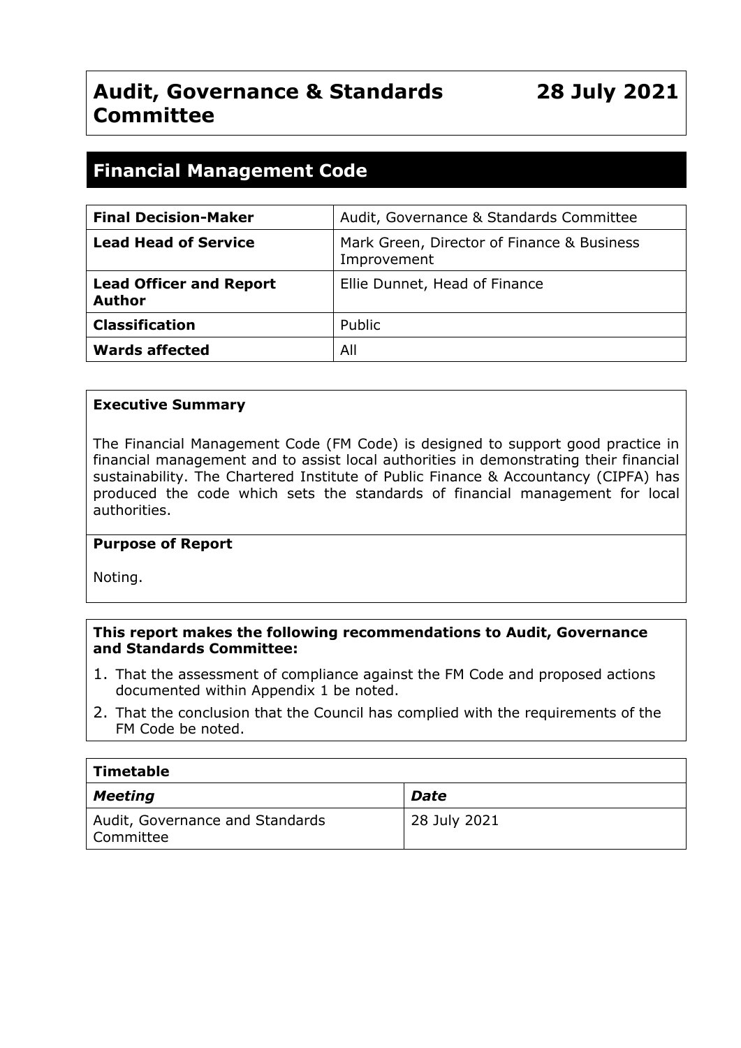# Audit, Governance & Standards Committee

**28 July 2021**

## Financial Management Code

| | |
|---|---|
| **Final Decision-Maker** | Audit, Governance & Standards Committee |
| **Lead Head of Service** | Mark Green, Director of Finance & Business Improvement |
| **Lead Officer and Report Author** | Ellie Dunnet, Head of Finance |
| **Classification** | Public |
| **Wards affected** | All |

**Executive Summary**

The Financial Management Code (FM Code) is designed to support good practice in financial management and to assist local authorities in demonstrating their financial sustainability. The Chartered Institute of Public Finance & Accountancy (CIPFA) has produced the code which sets the standards of financial management for local authorities.

**Purpose of Report**

Noting.

**This report makes the following recommendations to Audit, Governance and Standards Committee:**

1. That the assessment of compliance against the FM Code and proposed actions documented within Appendix 1 be noted.
2. That the conclusion that the Council has complied with the requirements of the FM Code be noted.

| **Timetable** | |
|---|---|
| ***Meeting*** | ***Date*** |
| Audit, Governance and Standards Committee | 28 July 2021 |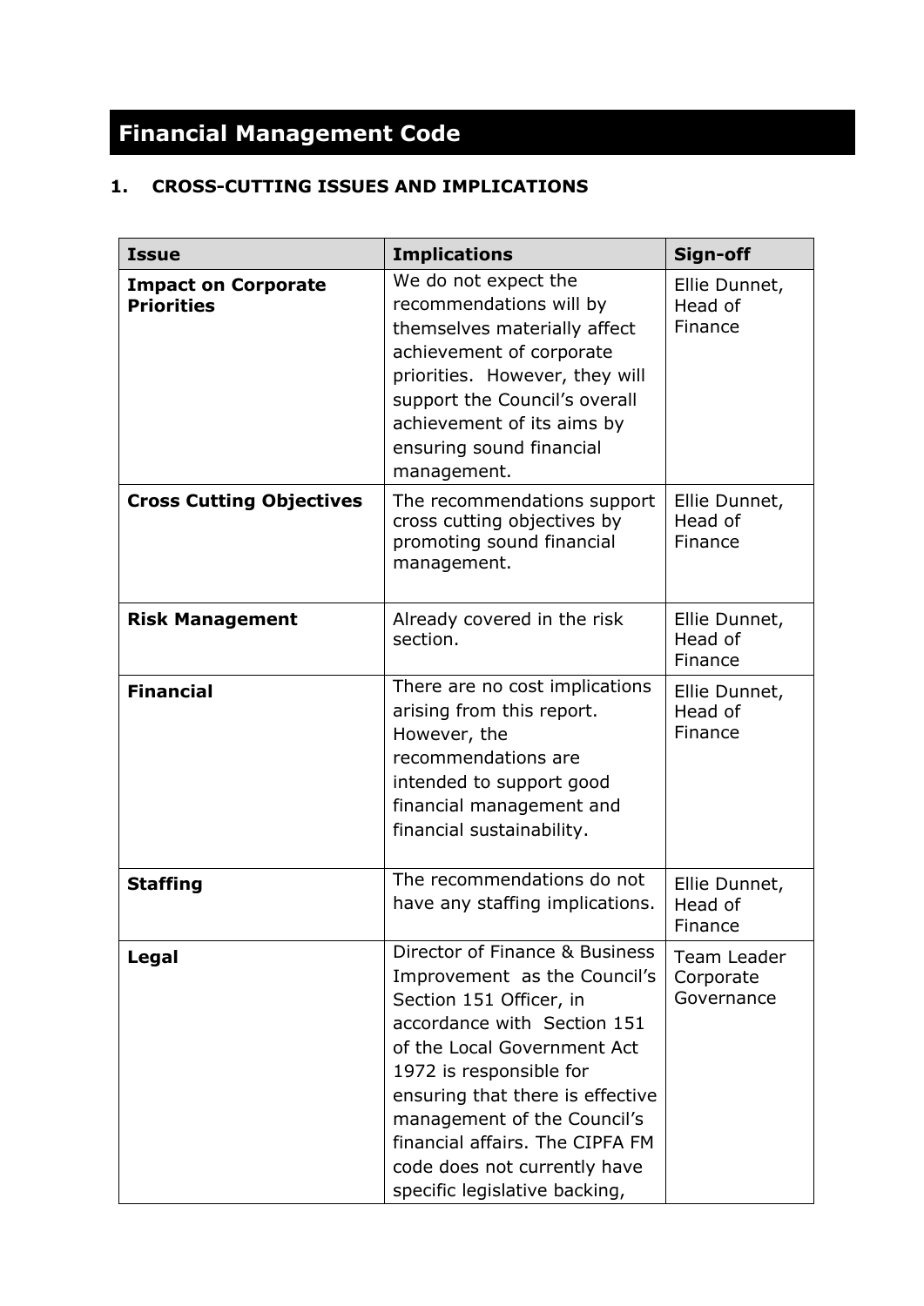# Financial Management Code

## 1. CROSS-CUTTING ISSUES AND IMPLICATIONS

| Issue | Implications | Sign-off |
|---|---|---|
| **Impact on Corporate Priorities** | We do not expect the recommendations will by themselves materially affect achievement of corporate priorities. However, they will support the Council's overall achievement of its aims by ensuring sound financial management. | Ellie Dunnet, Head of Finance |
| **Cross Cutting Objectives** | The recommendations support cross cutting objectives by promoting sound financial management. | Ellie Dunnet, Head of Finance |
| **Risk Management** | Already covered in the risk section. | Ellie Dunnet, Head of Finance |
| **Financial** | There are no cost implications arising from this report. However, the recommendations are intended to support good financial management and financial sustainability. | Ellie Dunnet, Head of Finance |
| **Staffing** | The recommendations do not have any staffing implications. | Ellie Dunnet, Head of Finance |
| **Legal** | Director of Finance & Business Improvement as the Council's Section 151 Officer, in accordance with Section 151 of the Local Government Act 1972 is responsible for ensuring that there is effective management of the Council's financial affairs. The CIPFA FM code does not currently have specific legislative backing, | Team Leader Corporate Governance |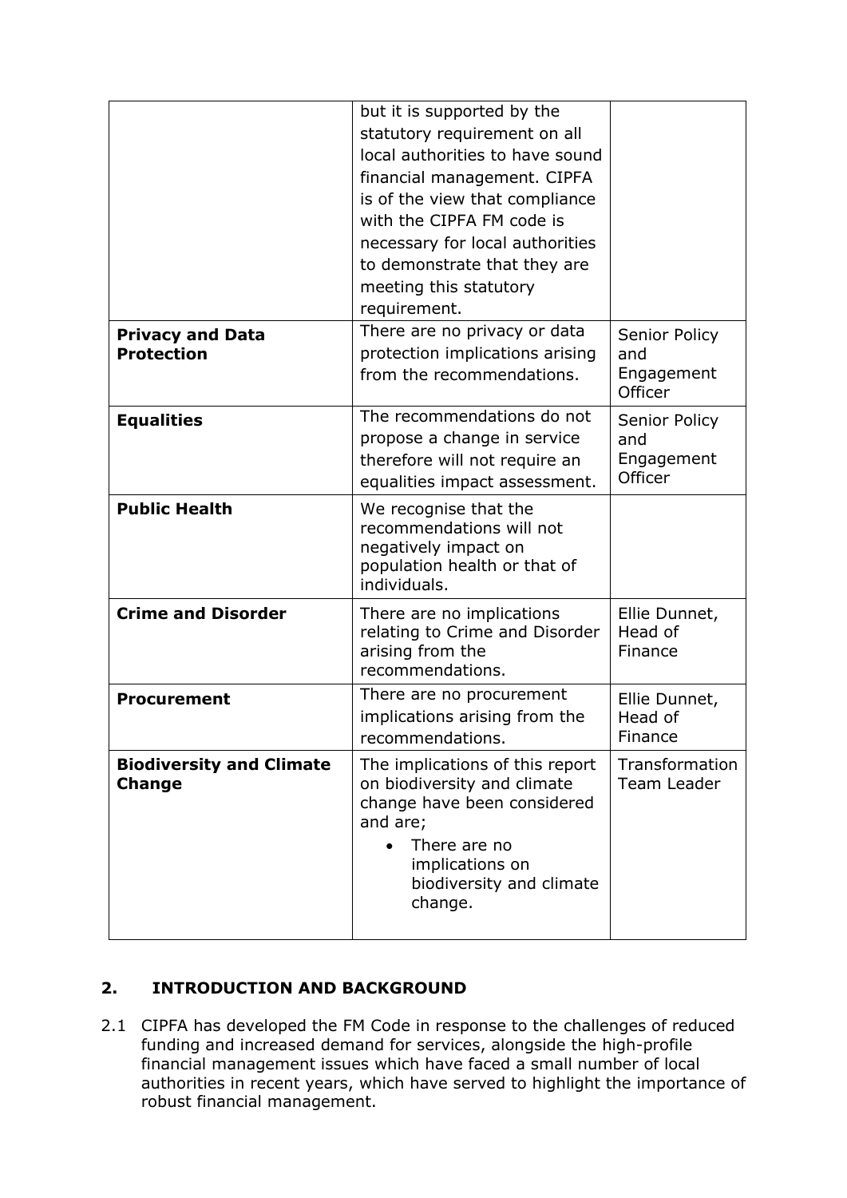| | | |
|---|---|---|
| | but it is supported by the statutory requirement on all local authorities to have sound financial management. CIPFA is of the view that compliance with the CIPFA FM code is necessary for local authorities to demonstrate that they are meeting this statutory requirement. | |
| **Privacy and Data Protection** | There are no privacy or data protection implications arising from the recommendations. | Senior Policy and Engagement Officer |
| **Equalities** | The recommendations do not propose a change in service therefore will not require an equalities impact assessment. | Senior Policy and Engagement Officer |
| **Public Health** | We recognise that the recommendations will not negatively impact on population health or that of individuals. | |
| **Crime and Disorder** | There are no implications relating to Crime and Disorder arising from the recommendations. | Ellie Dunnet, Head of Finance |
| **Procurement** | There are no procurement implications arising from the recommendations. | Ellie Dunnet, Head of Finance |
| **Biodiversity and Climate Change** | The implications of this report on biodiversity and climate change have been considered and are;<br>• There are no implications on biodiversity and climate change. | Transformation Team Leader |

## 2. INTRODUCTION AND BACKGROUND

2.1 CIPFA has developed the FM Code in response to the challenges of reduced funding and increased demand for services, alongside the high-profile financial management issues which have faced a small number of local authorities in recent years, which have served to highlight the importance of robust financial management.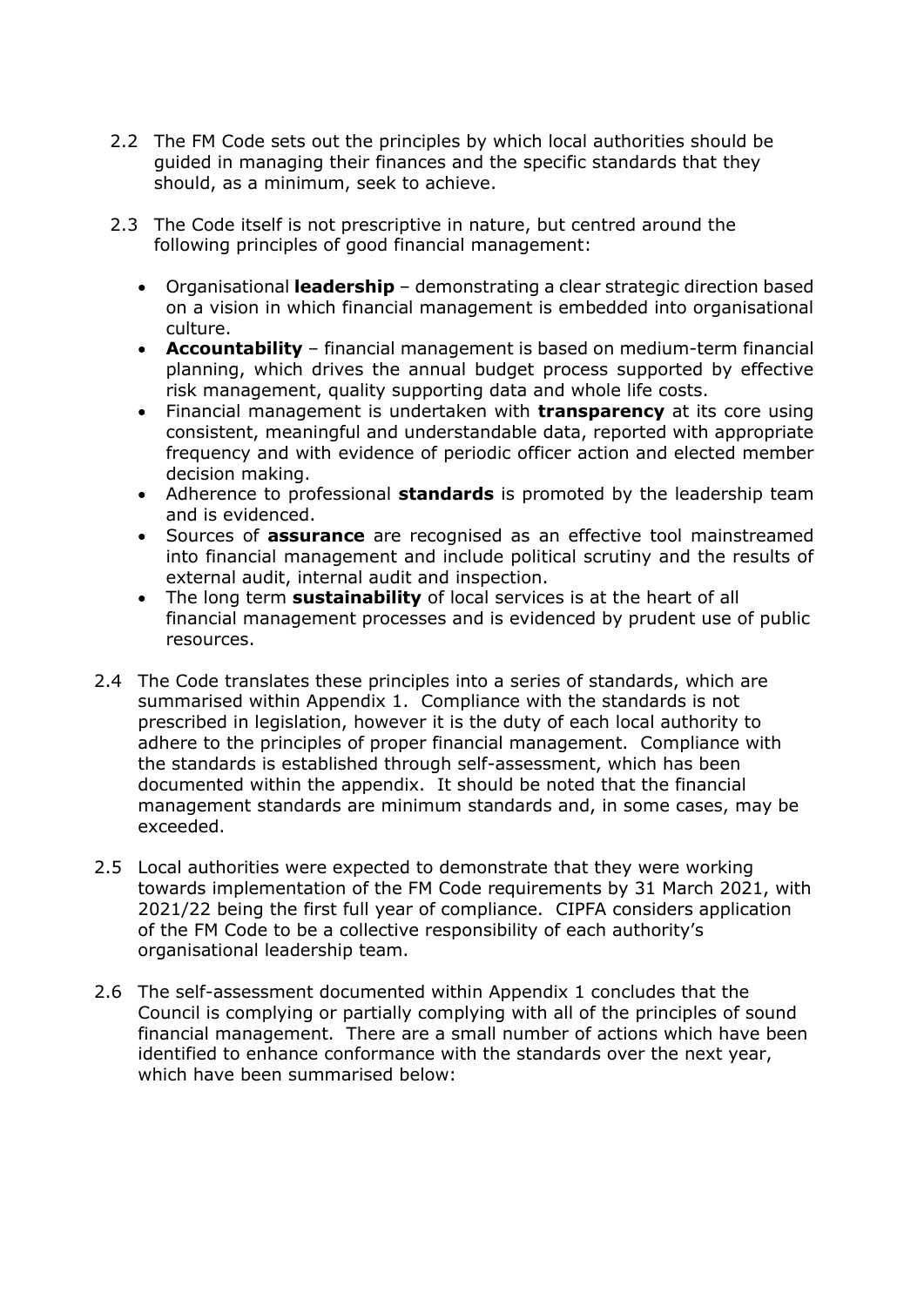2.2 The FM Code sets out the principles by which local authorities should be guided in managing their finances and the specific standards that they should, as a minimum, seek to achieve.

2.3 The Code itself is not prescriptive in nature, but centred around the following principles of good financial management:

- Organisational **leadership** – demonstrating a clear strategic direction based on a vision in which financial management is embedded into organisational culture.
- **Accountability** – financial management is based on medium-term financial planning, which drives the annual budget process supported by effective risk management, quality supporting data and whole life costs.
- Financial management is undertaken with **transparency** at its core using consistent, meaningful and understandable data, reported with appropriate frequency and with evidence of periodic officer action and elected member decision making.
- Adherence to professional **standards** is promoted by the leadership team and is evidenced.
- Sources of **assurance** are recognised as an effective tool mainstreamed into financial management and include political scrutiny and the results of external audit, internal audit and inspection.
- The long term **sustainability** of local services is at the heart of all financial management processes and is evidenced by prudent use of public resources.

2.4 The Code translates these principles into a series of standards, which are summarised within Appendix 1. Compliance with the standards is not prescribed in legislation, however it is the duty of each local authority to adhere to the principles of proper financial management. Compliance with the standards is established through self-assessment, which has been documented within the appendix. It should be noted that the financial management standards are minimum standards and, in some cases, may be exceeded.

2.5 Local authorities were expected to demonstrate that they were working towards implementation of the FM Code requirements by 31 March 2021, with 2021/22 being the first full year of compliance. CIPFA considers application of the FM Code to be a collective responsibility of each authority's organisational leadership team.

2.6 The self-assessment documented within Appendix 1 concludes that the Council is complying or partially complying with all of the principles of sound financial management. There are a small number of actions which have been identified to enhance conformance with the standards over the next year, which have been summarised below: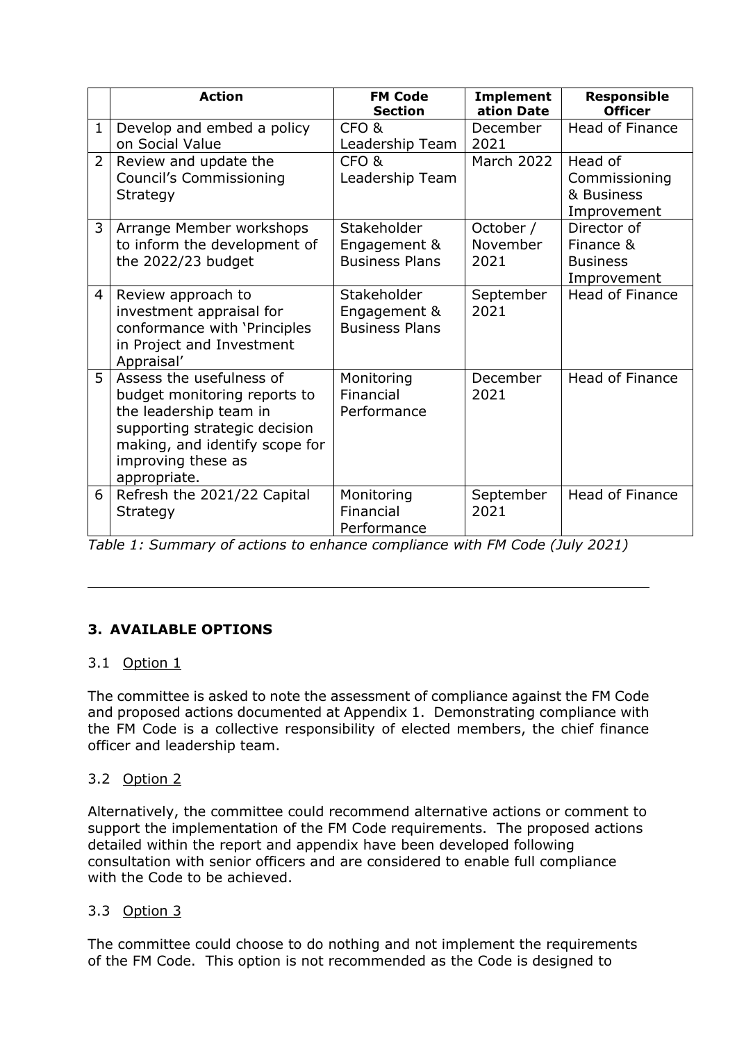| | Action | FM Code Section | Implementation Date | Responsible Officer |
|---|---|---|---|---|
| 1 | Develop and embed a policy on Social Value | CFO & Leadership Team | December 2021 | Head of Finance |
| 2 | Review and update the Council's Commissioning Strategy | CFO & Leadership Team | March 2022 | Head of Commissioning & Business Improvement |
| 3 | Arrange Member workshops to inform the development of the 2022/23 budget | Stakeholder Engagement & Business Plans | October / November 2021 | Director of Finance & Business Improvement |
| 4 | Review approach to investment appraisal for conformance with 'Principles in Project and Investment Appraisal' | Stakeholder Engagement & Business Plans | September 2021 | Head of Finance |
| 5 | Assess the usefulness of budget monitoring reports to the leadership team in supporting strategic decision making, and identify scope for improving these as appropriate. | Monitoring Financial Performance | December 2021 | Head of Finance |
| 6 | Refresh the 2021/22 Capital Strategy | Monitoring Financial Performance | September 2021 | Head of Finance |

*Table 1: Summary of actions to enhance compliance with FM Code (July 2021)*

---

## 3. AVAILABLE OPTIONS

3.1 Option 1

The committee is asked to note the assessment of compliance against the FM Code and proposed actions documented at Appendix 1. Demonstrating compliance with the FM Code is a collective responsibility of elected members, the chief finance officer and leadership team.

3.2 Option 2

Alternatively, the committee could recommend alternative actions or comment to support the implementation of the FM Code requirements. The proposed actions detailed within the report and appendix have been developed following consultation with senior officers and are considered to enable full compliance with the Code to be achieved.

3.3 Option 3

The committee could choose to do nothing and not implement the requirements of the FM Code. This option is not recommended as the Code is designed to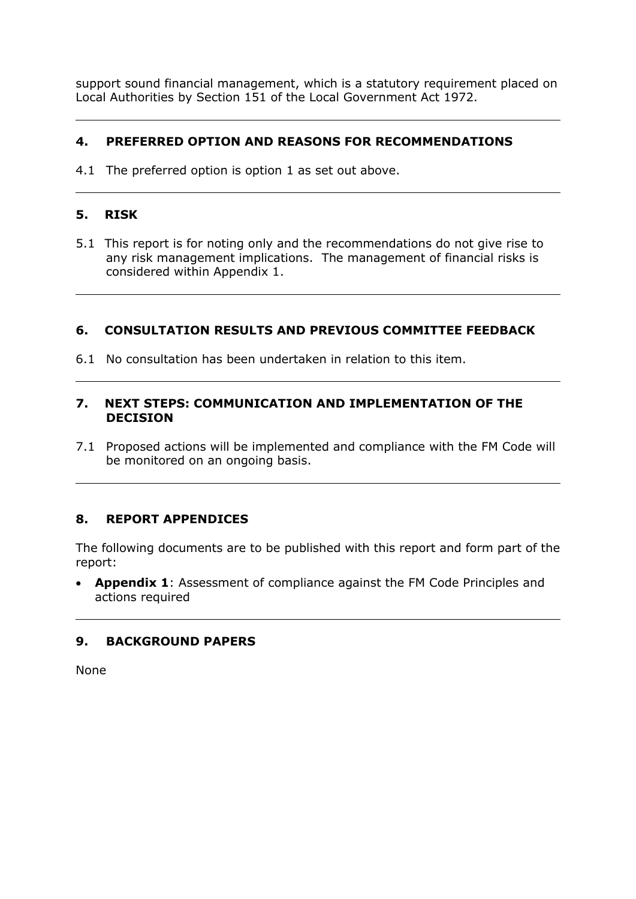support sound financial management, which is a statutory requirement placed on Local Authorities by Section 151 of the Local Government Act 1972.

---

## 4. PREFERRED OPTION AND REASONS FOR RECOMMENDATIONS

4.1 The preferred option is option 1 as set out above.

---

## 5. RISK

5.1 This report is for noting only and the recommendations do not give rise to any risk management implications. The management of financial risks is considered within Appendix 1.

---

## 6. CONSULTATION RESULTS AND PREVIOUS COMMITTEE FEEDBACK

6.1 No consultation has been undertaken in relation to this item.

---

## 7. NEXT STEPS: COMMUNICATION AND IMPLEMENTATION OF THE DECISION

7.1 Proposed actions will be implemented and compliance with the FM Code will be monitored on an ongoing basis.

---

## 8. REPORT APPENDICES

The following documents are to be published with this report and form part of the report:

- **Appendix 1**: Assessment of compliance against the FM Code Principles and actions required

---

## 9. BACKGROUND PAPERS

None